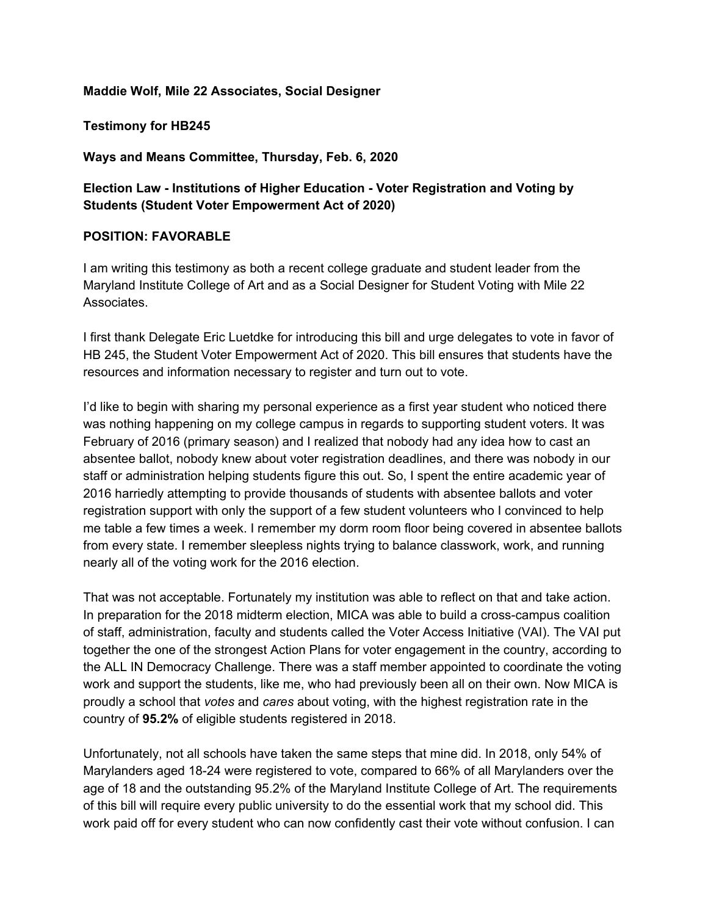**Maddie Wolf, Mile 22 Associates, Social Designer**

**Testimony for HB245**

**Ways and Means Committee, Thursday, Feb. 6, 2020**

**Election Law - Institutions of Higher Education - Voter Registration and Voting by Students (Student Voter Empowerment Act of 2020)**

**POSITION: FAVORABLE**

I am writing this testimony as both a recent college graduate and student leader from the Maryland Institute College of Art and as a Social Designer for Student Voting with Mile 22 Associates.

I first thank Delegate Eric Luetdke for introducing this bill and urge delegates to vote in favor of HB 245, the Student Voter Empowerment Act of 2020. This bill ensures that students have the resources and information necessary to register and turn out to vote.

I'd like to begin with sharing my personal experience as a first year student who noticed there was nothing happening on my college campus in regards to supporting student voters. It was February of 2016 (primary season) and I realized that nobody had any idea how to cast an absentee ballot, nobody knew about voter registration deadlines, and there was nobody in our staff or administration helping students figure this out. So, I spent the entire academic year of 2016 harriedly attempting to provide thousands of students with absentee ballots and voter registration support with only the support of a few student volunteers who I convinced to help me table a few times a week. I remember my dorm room floor being covered in absentee ballots from every state. I remember sleepless nights trying to balance classwork, work, and running nearly all of the voting work for the 2016 election.

That was not acceptable. Fortunately my institution was able to reflect on that and take action. In preparation for the 2018 midterm election, MICA was able to build a cross-campus coalition of staff, administration, faculty and students called the Voter Access Initiative (VAI). The VAI put together the one of the strongest Action Plans for voter engagement in the country, according to the ALL IN Democracy Challenge. There was a staff member appointed to coordinate the voting work and support the students, like me, who had previously been all on their own. Now MICA is proudly a school that *votes* and *cares* about voting, with the highest registration rate in the country of **95.2%** of eligible students registered in 2018.

Unfortunately, not all schools have taken the same steps that mine did. In 2018, only 54% of Marylanders aged 18-24 were registered to vote, compared to 66% of all Marylanders over the age of 18 and the outstanding 95.2% of the Maryland Institute College of Art. The requirements of this bill will require every public university to do the essential work that my school did. This work paid off for every student who can now confidently cast their vote without confusion. I can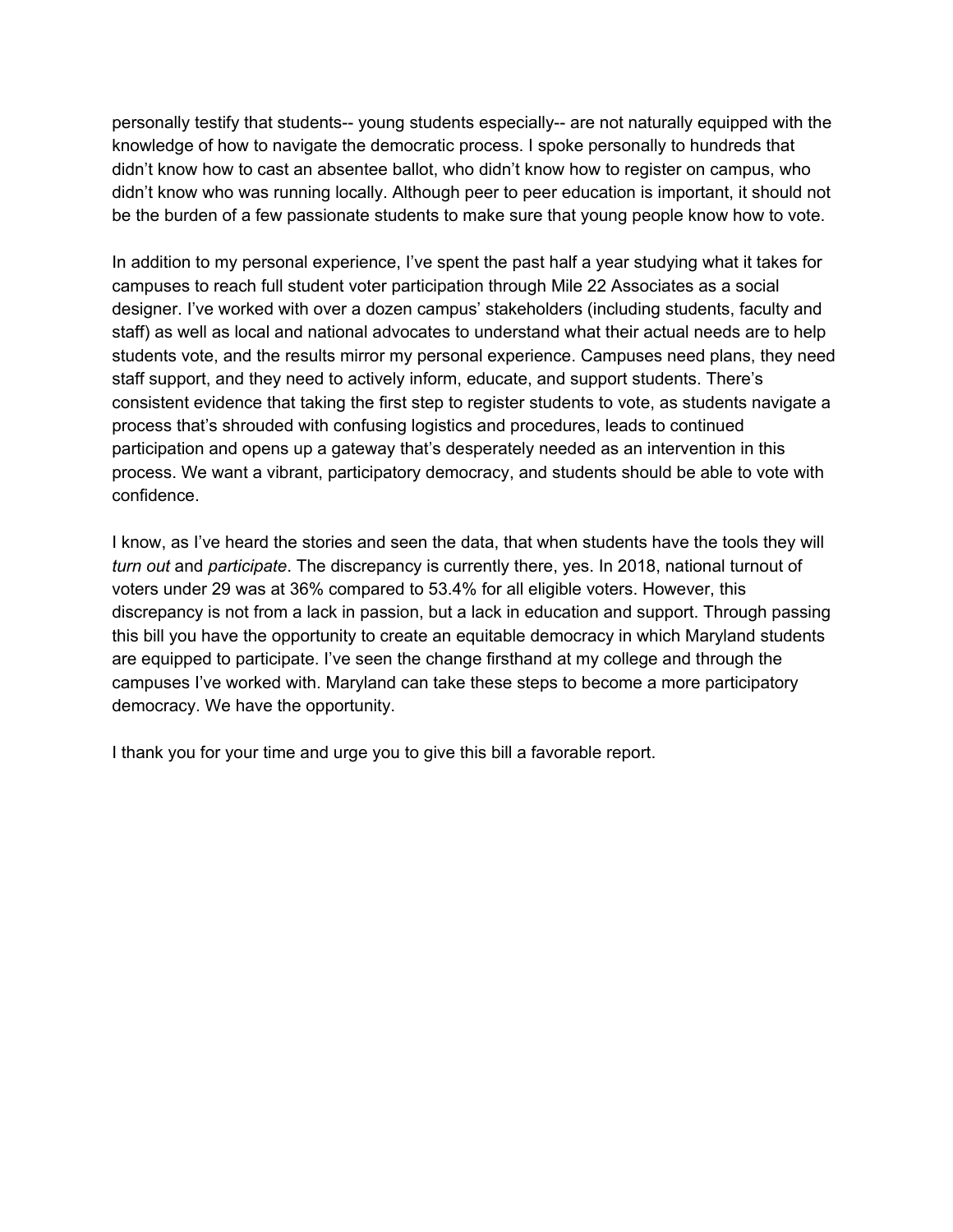personally testify that students-- young students especially-- are not naturally equipped with the knowledge of how to navigate the democratic process. I spoke personally to hundreds that didn't know how to cast an absentee ballot, who didn't know how to register on campus, who didn't know who was running locally. Although peer to peer education is important, it should not be the burden of a few passionate students to make sure that young people know how to vote.

In addition to my personal experience, I've spent the past half a year studying what it takes for campuses to reach full student voter participation through Mile 22 Associates as a social designer. I've worked with over a dozen campus' stakeholders (including students, faculty and staff) as well as local and national advocates to understand what their actual needs are to help students vote, and the results mirror my personal experience. Campuses need plans, they need staff support, and they need to actively inform, educate, and support students. There's consistent evidence that taking the first step to register students to vote, as students navigate a process that's shrouded with confusing logistics and procedures, leads to continued participation and opens up a gateway that's desperately needed as an intervention in this process. We want a vibrant, participatory democracy, and students should be able to vote with confidence.

I know, as I've heard the stories and seen the data, that when students have the tools they will *turn out* and *participate*. The discrepancy is currently there, yes. In 2018, national turnout of voters under 29 was at 36% compared to 53.4% for all eligible voters. However, this discrepancy is not from a lack in passion, but a lack in education and support. Through passing this bill you have the opportunity to create an equitable democracy in which Maryland students are equipped to participate. I've seen the change firsthand at my college and through the campuses I've worked with. Maryland can take these steps to become a more participatory democracy. We have the opportunity.

I thank you for your time and urge you to give this bill a favorable report.